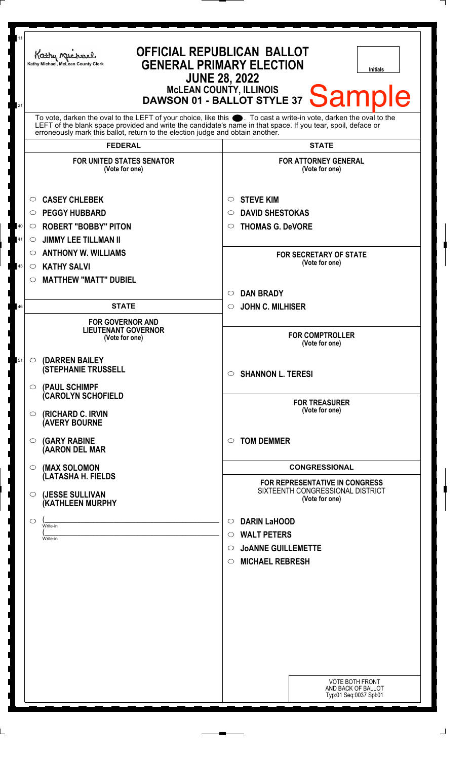Kathy Michael, McLean County Clerk

# OFFICIAL REPUBLICAN BALLOT
# GENERAL PRIMARY ELECTION
## JUNE 28, 2022
## McLEAN COUNTY, ILLINOIS
## DAWSON 01 - BALLOT STYLE 37

Sample

Initials

To vote, darken the oval to the LEFT of your choice, like this ⬤. To cast a write-in vote, darken the oval to the LEFT of the blank space provided and write the candidate's name in that space. If you tear, spoil, deface or erroneously mark this ballot, return to the election judge and obtain another.

## FEDERAL

### FOR UNITED STATES SENATOR
(Vote for one)

- ○ CASEY CHLEBEK
- ○ PEGGY HUBBARD
- ○ ROBERT "BOBBY" PITON
- ○ JIMMY LEE TILLMAN II
- ○ ANTHONY W. WILLIAMS
- ○ KATHY SALVI
- ○ MATTHEW "MATT" DUBIEL

## STATE

### FOR GOVERNOR AND LIEUTENANT GOVERNOR
(Vote for one)

- ○ (DARREN BAILEY (STEPHANIE TRUSSELL
- ○ (PAUL SCHIMPF (CAROLYN SCHOFIELD
- ○ (RICHARD C. IRVIN (AVERY BOURNE
- ○ (GARY RABINE (AARON DEL MAR
- ○ (MAX SOLOMON (LATASHA H. FIELDS
- ○ (JESSE SULLIVAN (KATHLEEN MURPHY
- ○ (\_\_\_\_\_\_\_\_\_\_ Write-in (\_\_\_\_\_\_\_\_\_\_ Write-in

## STATE

### FOR ATTORNEY GENERAL
(Vote for one)

- ○ STEVE KIM
- ○ DAVID SHESTOKAS
- ○ THOMAS G. DeVORE

### FOR SECRETARY OF STATE
(Vote for one)

- ○ DAN BRADY
- ○ JOHN C. MILHISER

### FOR COMPTROLLER
(Vote for one)

- ○ SHANNON L. TERESI

### FOR TREASURER
(Vote for one)

- ○ TOM DEMMER

## CONGRESSIONAL

### FOR REPRESENTATIVE IN CONGRESS
SIXTEENTH CONGRESSIONAL DISTRICT
(Vote for one)

- ○ DARIN LaHOOD
- ○ WALT PETERS
- ○ JoANNE GUILLEMETTE
- ○ MICHAEL REBRESH

VOTE BOTH FRONT AND BACK OF BALLOT
Typ:01 Seq:0037 Spl:01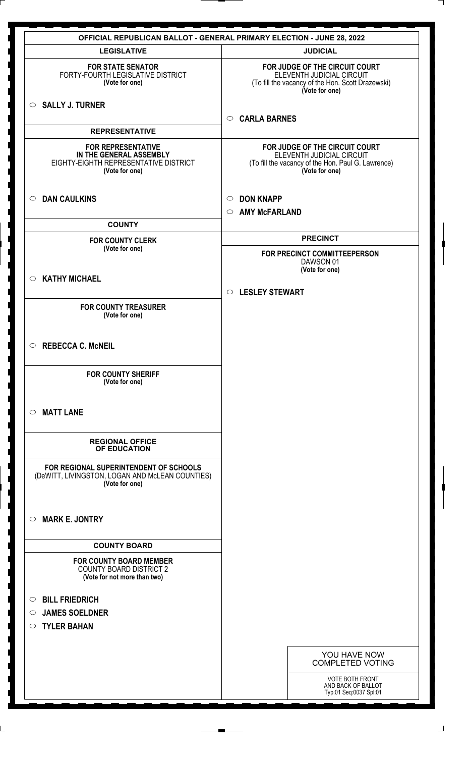# OFFICIAL REPUBLICAN BALLOT - GENERAL PRIMARY ELECTION - JUNE 28, 2022

## LEGISLATIVE

**FOR STATE SENATOR**
FORTY-FOURTH LEGISLATIVE DISTRICT
**(Vote for one)**

○ **SALLY J. TURNER**

## REPRESENTATIVE

**FOR REPRESENTATIVE IN THE GENERAL ASSEMBLY**
EIGHTY-EIGHTH REPRESENTATIVE DISTRICT
**(Vote for one)**

○ **DAN CAULKINS**

## COUNTY

**FOR COUNTY CLERK**
**(Vote for one)**

○ **KATHY MICHAEL**

**FOR COUNTY TREASURER**
**(Vote for one)**

○ **REBECCA C. McNEIL**

**FOR COUNTY SHERIFF**
**(Vote for one)**

○ **MATT LANE**

## REGIONAL OFFICE OF EDUCATION

**FOR REGIONAL SUPERINTENDENT OF SCHOOLS**
(DeWITT, LIVINGSTON, LOGAN AND McLEAN COUNTIES)
**(Vote for one)**

○ **MARK E. JONTRY**

## COUNTY BOARD

**FOR COUNTY BOARD MEMBER**
COUNTY BOARD DISTRICT 2
**(Vote for not more than two)**

○ **BILL FRIEDRICH**
○ **JAMES SOELDNER**
○ **TYLER BAHAN**

## JUDICIAL

**FOR JUDGE OF THE CIRCUIT COURT**
ELEVENTH JUDICIAL CIRCUIT
(To fill the vacancy of the Hon. Scott Drazewski)
**(Vote for one)**

○ **CARLA BARNES**

**FOR JUDGE OF THE CIRCUIT COURT**
ELEVENTH JUDICIAL CIRCUIT
(To fill the vacancy of the Hon. Paul G. Lawrence)
**(Vote for one)**

○ **DON KNAPP**
○ **AMY McFARLAND**

## PRECINCT

**FOR PRECINCT COMMITTEEPERSON**
DAWSON 01
**(Vote for one)**

○ **LESLEY STEWART**

YOU HAVE NOW COMPLETED VOTING

VOTE BOTH FRONT AND BACK OF BALLOT
Typ:01 Seq:0037 Spl:01